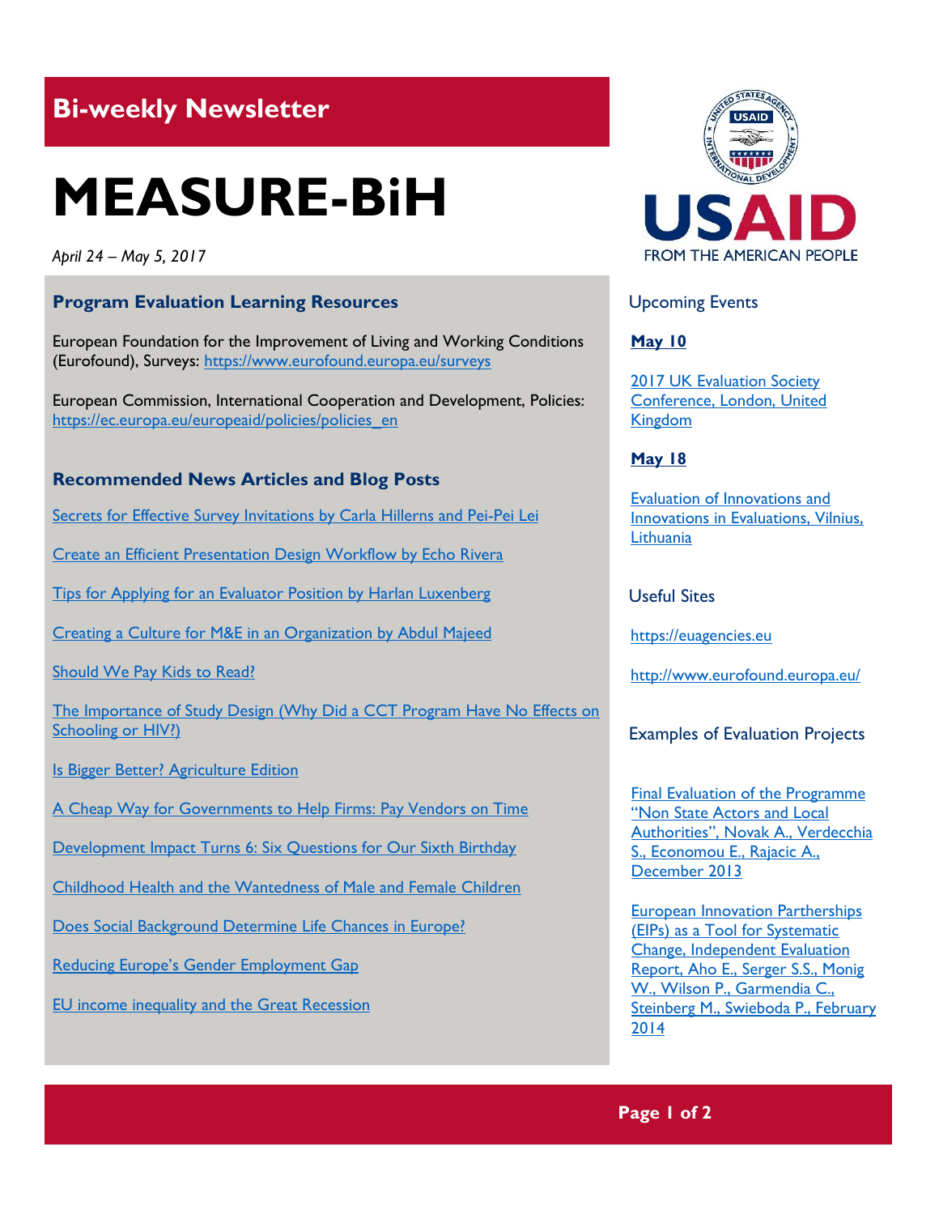# Bi-weekly Newsletter

# MEASURE-BiH

*April 24 – May 5, 2017*

## Program Evaluation Learning Resources

European Foundation for the Improvement of Living and Working Conditions (Eurofound), Surveys: https://www.eurofound.europa.eu/surveys

European Commission, International Cooperation and Development, Policies: https://ec.europa.eu/europeaid/policies/policies_en

## Recommended News Articles and Blog Posts

Secrets for Effective Survey Invitations by Carla Hillerns and Pei-Pei Lei

Create an Efficient Presentation Design Workflow by Echo Rivera

Tips for Applying for an Evaluator Position by Harlan Luxenberg

Creating a Culture for M&E in an Organization by Abdul Majeed

Should We Pay Kids to Read?

The Importance of Study Design (Why Did a CCT Program Have No Effects on Schooling or HIV?)

Is Bigger Better? Agriculture Edition

A Cheap Way for Governments to Help Firms: Pay Vendors on Time

Development Impact Turns 6: Six Questions for Our Sixth Birthday

Childhood Health and the Wantedness of Male and Female Children

Does Social Background Determine Life Chances in Europe?

Reducing Europe's Gender Employment Gap

EU income inequality and the Great Recession

USAID FROM THE AMERICAN PEOPLE

## Upcoming Events

**May 10**

2017 UK Evaluation Society Conference, London, United Kingdom

**May 18**

Evaluation of Innovations and Innovations in Evaluations, Vilnius, Lithuania

## Useful Sites

https://euagencies.eu

http://www.eurofound.europa.eu/

## Examples of Evaluation Projects

Final Evaluation of the Programme "Non State Actors and Local Authorities", Novak A., Verdecchia S., Economou E., Rajacic A., December 2013

European Innovation Partherships (EIPs) as a Tool for Systematic Change, Independent Evaluation Report, Aho E., Serger S.S., Monig W., Wilson P., Garmendia C., Steinberg M., Swieboda P., February 2014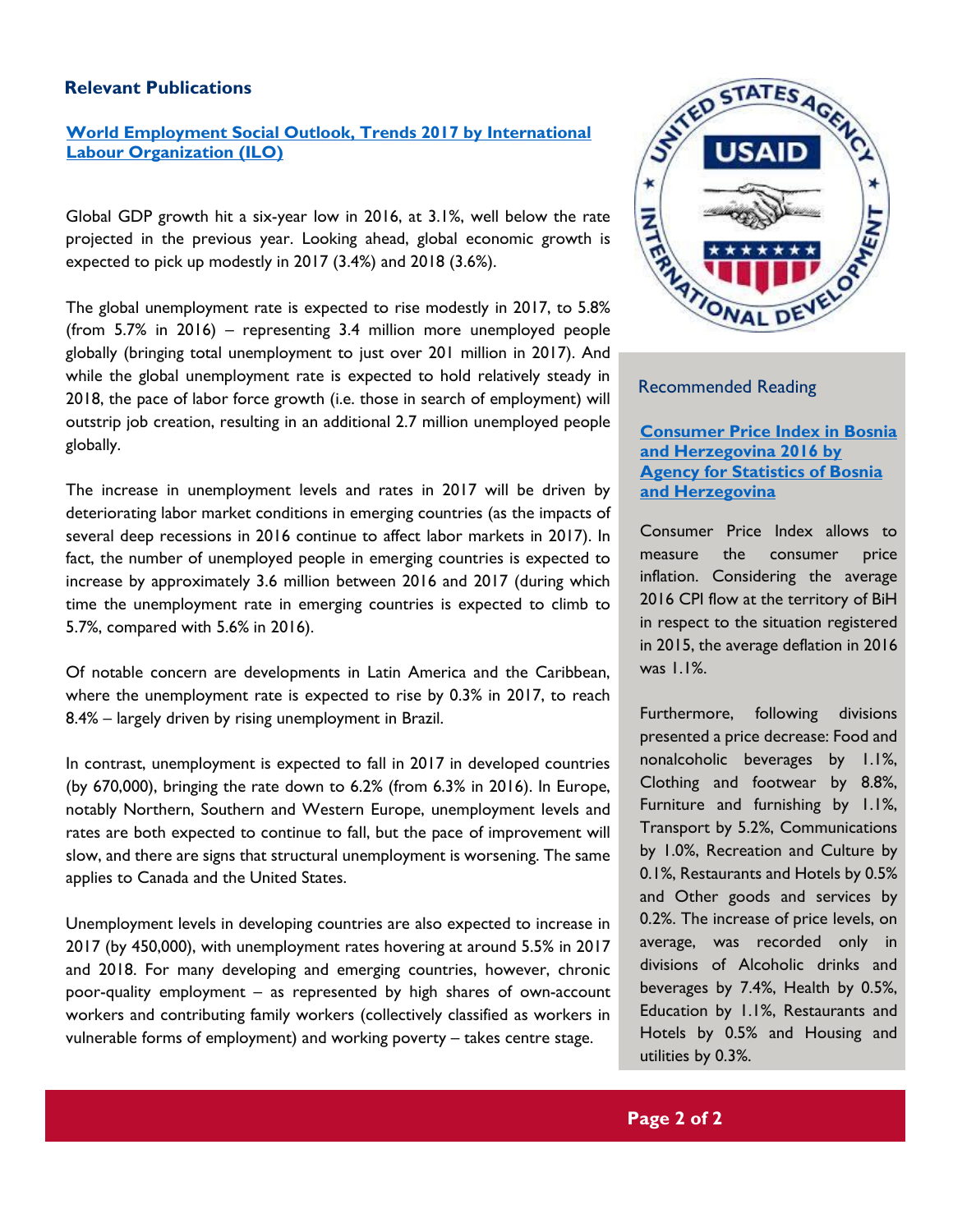## Relevant Publications

**World Employment Social Outlook, Trends 2017 by International Labour Organization (ILO)**

Global GDP growth hit a six-year low in 2016, at 3.1%, well below the rate projected in the previous year. Looking ahead, global economic growth is expected to pick up modestly in 2017 (3.4%) and 2018 (3.6%).

The global unemployment rate is expected to rise modestly in 2017, to 5.8% (from 5.7% in 2016) – representing 3.4 million more unemployed people globally (bringing total unemployment to just over 201 million in 2017). And while the global unemployment rate is expected to hold relatively steady in 2018, the pace of labor force growth (i.e. those in search of employment) will outstrip job creation, resulting in an additional 2.7 million unemployed people globally.

The increase in unemployment levels and rates in 2017 will be driven by deteriorating labor market conditions in emerging countries (as the impacts of several deep recessions in 2016 continue to affect labor markets in 2017). In fact, the number of unemployed people in emerging countries is expected to increase by approximately 3.6 million between 2016 and 2017 (during which time the unemployment rate in emerging countries is expected to climb to 5.7%, compared with 5.6% in 2016).

Of notable concern are developments in Latin America and the Caribbean, where the unemployment rate is expected to rise by 0.3% in 2017, to reach 8.4% – largely driven by rising unemployment in Brazil.

In contrast, unemployment is expected to fall in 2017 in developed countries (by 670,000), bringing the rate down to 6.2% (from 6.3% in 2016). In Europe, notably Northern, Southern and Western Europe, unemployment levels and rates are both expected to continue to fall, but the pace of improvement will slow, and there are signs that structural unemployment is worsening. The same applies to Canada and the United States.

Unemployment levels in developing countries are also expected to increase in 2017 (by 450,000), with unemployment rates hovering at around 5.5% in 2017 and 2018. For many developing and emerging countries, however, chronic poor-quality employment – as represented by high shares of own-account workers and contributing family workers (collectively classified as workers in vulnerable forms of employment) and working poverty – takes centre stage.

### Recommended Reading

**Consumer Price Index in Bosnia and Herzegovina 2016 by Agency for Statistics of Bosnia and Herzegovina**

Consumer Price Index allows to measure the consumer price inflation. Considering the average 2016 CPI flow at the territory of BiH in respect to the situation registered in 2015, the average deflation in 2016 was 1.1%.

Furthermore, following divisions presented a price decrease: Food and nonalcoholic beverages by 1.1%, Clothing and footwear by 8.8%, Furniture and furnishing by 1.1%, Transport by 5.2%, Communications by 1.0%, Recreation and Culture by 0.1%, Restaurants and Hotels by 0.5% and Other goods and services by 0.2%. The increase of price levels, on average, was recorded only in divisions of Alcoholic drinks and beverages by 7.4%, Health by 0.5%, Education by 1.1%, Restaurants and Hotels by 0.5% and Housing and utilities by 0.3%.